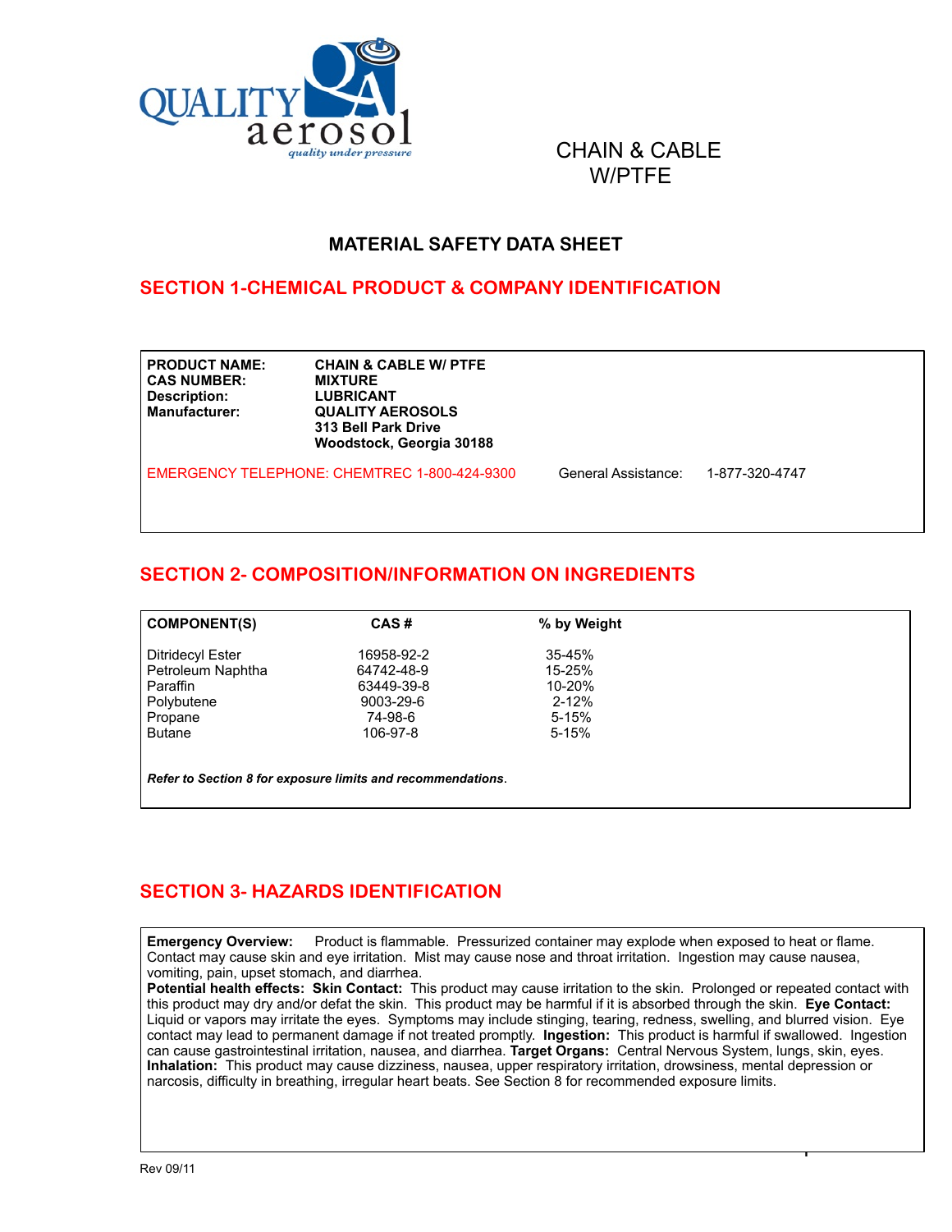QUALITY aerosol
quality under pressure

CHAIN & CABLE W/PTFE

# MATERIAL SAFETY DATA SHEET

## SECTION 1-CHEMICAL PRODUCT & COMPANY IDENTIFICATION

**PRODUCT NAME:** **CHAIN & CABLE W/ PTFE**
**CAS NUMBER:** **MIXTURE**
**Description:** **LUBRICANT**
**Manufacturer:** **QUALITY AEROSOLS**
**313 Bell Park Drive**
**Woodstock, Georgia 30188**

EMERGENCY TELEPHONE: CHEMTREC 1-800-424-9300 General Assistance: 1-877-320-4747

## SECTION 2- COMPOSITION/INFORMATION ON INGREDIENTS

| COMPONENT(S) | CAS # | % by Weight |
|---|---|---|
| Ditridecyl Ester | 16958-92-2 | 35-45% |
| Petroleum Naphtha | 64742-48-9 | 15-25% |
| Paraffin | 63449-39-8 | 10-20% |
| Polybutene | 9003-29-6 | 2-12% |
| Propane | 74-98-6 | 5-15% |
| Butane | 106-97-8 | 5-15% |

***Refer to Section 8 for exposure limits and recommendations***.

## SECTION 3- HAZARDS IDENTIFICATION

**Emergency Overview:** Product is flammable. Pressurized container may explode when exposed to heat or flame. Contact may cause skin and eye irritation. Mist may cause nose and throat irritation. Ingestion may cause nausea, vomiting, pain, upset stomach, and diarrhea.
**Potential health effects: Skin Contact:** This product may cause irritation to the skin. Prolonged or repeated contact with this product may dry and/or defat the skin. This product may be harmful if it is absorbed through the skin. **Eye Contact:** Liquid or vapors may irritate the eyes. Symptoms may include stinging, tearing, redness, swelling, and blurred vision. Eye contact may lead to permanent damage if not treated promptly. **Ingestion:** This product is harmful if swallowed. Ingestion can cause gastrointestinal irritation, nausea, and diarrhea. **Target Organs:** Central Nervous System, lungs, skin, eyes. **Inhalation:** This product may cause dizziness, nausea, upper respiratory irritation, drowsiness, mental depression or narcosis, difficulty in breathing, irregular heart beats. See Section 8 for recommended exposure limits.

Rev 09/11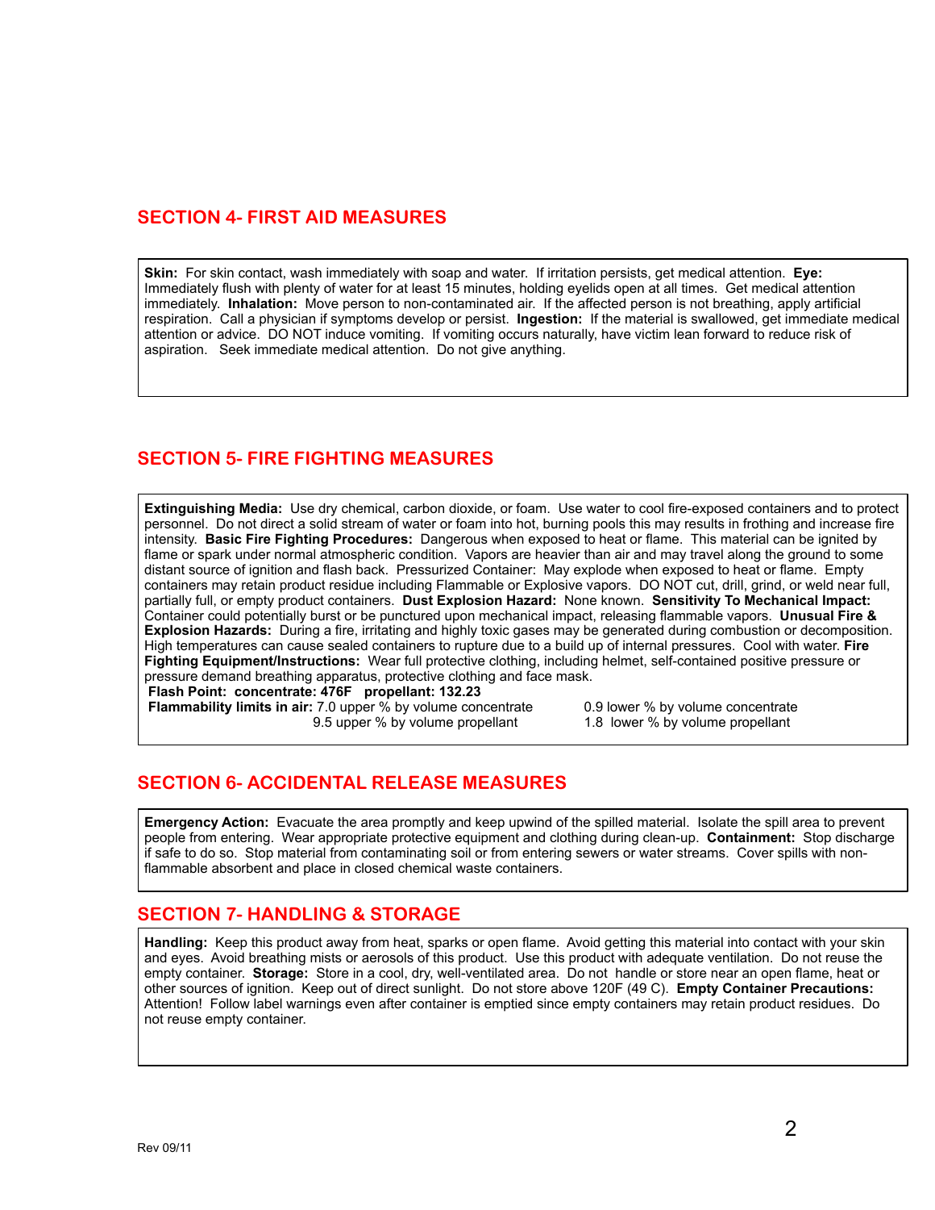## SECTION 4- FIRST AID MEASURES

**Skin:** For skin contact, wash immediately with soap and water. If irritation persists, get medical attention. **Eye:** Immediately flush with plenty of water for at least 15 minutes, holding eyelids open at all times. Get medical attention immediately. **Inhalation:** Move person to non-contaminated air. If the affected person is not breathing, apply artificial respiration. Call a physician if symptoms develop or persist. **Ingestion:** If the material is swallowed, get immediate medical attention or advice. DO NOT induce vomiting. If vomiting occurs naturally, have victim lean forward to reduce risk of aspiration. Seek immediate medical attention. Do not give anything.

## SECTION 5- FIRE FIGHTING MEASURES

**Extinguishing Media:** Use dry chemical, carbon dioxide, or foam. Use water to cool fire-exposed containers and to protect personnel. Do not direct a solid stream of water or foam into hot, burning pools this may results in frothing and increase fire intensity. **Basic Fire Fighting Procedures:** Dangerous when exposed to heat or flame. This material can be ignited by flame or spark under normal atmospheric condition. Vapors are heavier than air and may travel along the ground to some distant source of ignition and flash back. Pressurized Container: May explode when exposed to heat or flame. Empty containers may retain product residue including Flammable or Explosive vapors. DO NOT cut, drill, grind, or weld near full, partially full, or empty product containers. **Dust Explosion Hazard:** None known. **Sensitivity To Mechanical Impact:** Container could potentially burst or be punctured upon mechanical impact, releasing flammable vapors. **Unusual Fire & Explosion Hazards:** During a fire, irritating and highly toxic gases may be generated during combustion or decomposition. High temperatures can cause sealed containers to rupture due to a build up of internal pressures. Cool with water. **Fire Fighting Equipment/Instructions:** Wear full protective clothing, including helmet, self-contained positive pressure or pressure demand breathing apparatus, protective clothing and face mask.

**Flash Point: concentrate: 476F propellant: 132.23**

**Flammability limits in air:** 7.0 upper % by volume concentrate 0.9 lower % by volume concentrate
9.5 upper % by volume propellant 1.8 lower % by volume propellant

## SECTION 6- ACCIDENTAL RELEASE MEASURES

**Emergency Action:** Evacuate the area promptly and keep upwind of the spilled material. Isolate the spill area to prevent people from entering. Wear appropriate protective equipment and clothing during clean-up. **Containment:** Stop discharge if safe to do so. Stop material from contaminating soil or from entering sewers or water streams. Cover spills with non-flammable absorbent and place in closed chemical waste containers.

## SECTION 7- HANDLING & STORAGE

**Handling:** Keep this product away from heat, sparks or open flame. Avoid getting this material into contact with your skin and eyes. Avoid breathing mists or aerosols of this product. Use this product with adequate ventilation. Do not reuse the empty container. **Storage:** Store in a cool, dry, well-ventilated area. Do not handle or store near an open flame, heat or other sources of ignition. Keep out of direct sunlight. Do not store above 120F (49 C). **Empty Container Precautions:** Attention! Follow label warnings even after container is emptied since empty containers may retain product residues. Do not reuse empty container.

Rev 09/11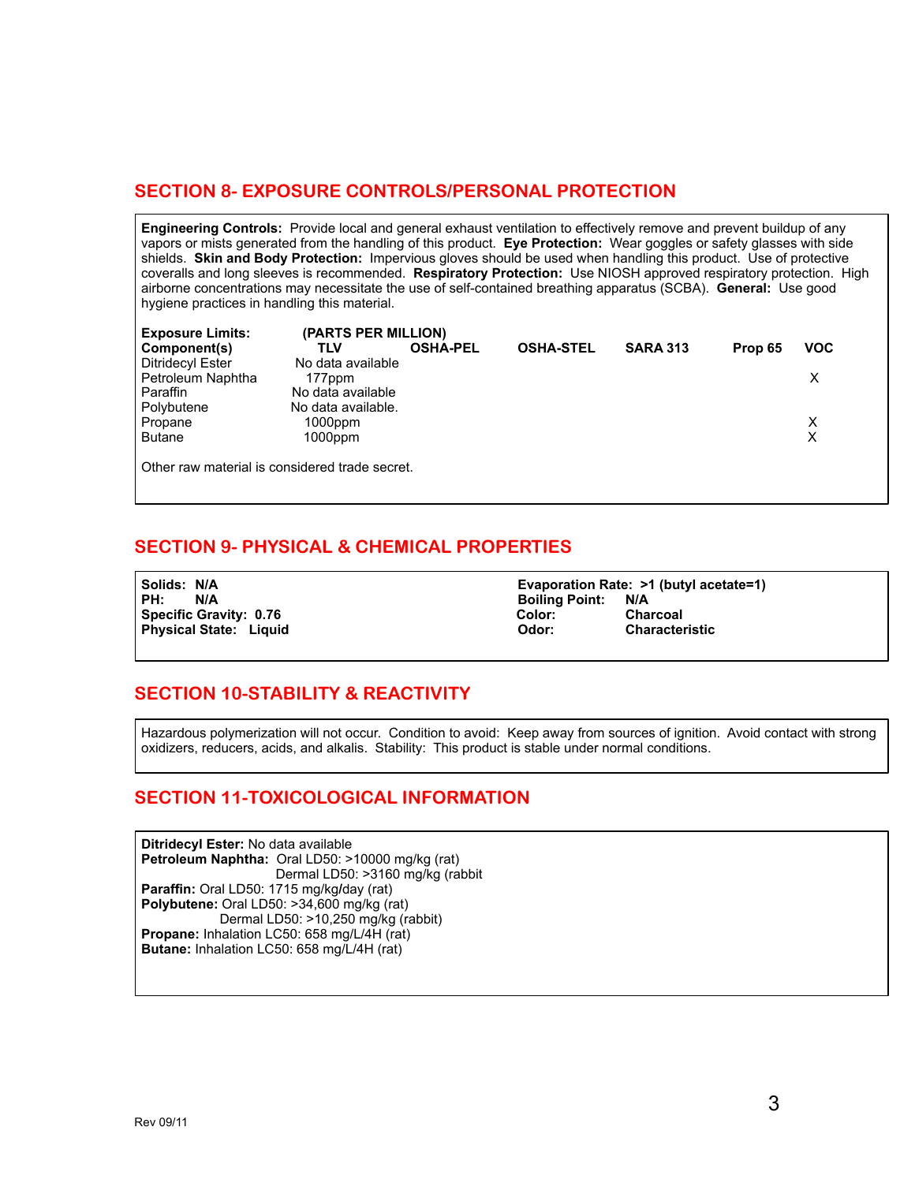## SECTION 8- EXPOSURE CONTROLS/PERSONAL PROTECTION

**Engineering Controls:** Provide local and general exhaust ventilation to effectively remove and prevent buildup of any vapors or mists generated from the handling of this product. **Eye Protection:** Wear goggles or safety glasses with side shields. **Skin and Body Protection:** Impervious gloves should be used when handling this product. Use of protective coveralls and long sleeves is recommended. **Respiratory Protection:** Use NIOSH approved respiratory protection. High airborne concentrations may necessitate the use of self-contained breathing apparatus (SCBA). **General:** Use good hygiene practices in handling this material.

**Exposure Limits:** **(PARTS PER MILLION)**

| Component(s) | TLV | OSHA-PEL | OSHA-STEL | SARA 313 | Prop 65 | VOC |
|---|---|---|---|---|---|---|
| Ditridecyl Ester | No data available | | | | | |
| Petroleum Naphtha | 177ppm | | | | | X |
| Paraffin | No data available | | | | | |
| Polybutene | No data available. | | | | | |
| Propane | 1000ppm | | | | | X |
| Butane | 1000ppm | | | | | X |

Other raw material is considered trade secret.

## SECTION 9- PHYSICAL & CHEMICAL PROPERTIES

**Solids: N/A**
**PH: N/A**
**Specific Gravity: 0.76**
**Physical State: Liquid**

**Evaporation Rate: >1 (butyl acetate=1)**
**Boiling Point: N/A**
**Color: Charcoal**
**Odor: Characteristic**

## SECTION 10-STABILITY & REACTIVITY

Hazardous polymerization will not occur. Condition to avoid: Keep away from sources of ignition. Avoid contact with strong oxidizers, reducers, acids, and alkalis. Stability: This product is stable under normal conditions.

## SECTION 11-TOXICOLOGICAL INFORMATION

**Ditridecyl Ester:** No data available
**Petroleum Naphtha:** Oral LD50: >10000 mg/kg (rat)
Dermal LD50: >3160 mg/kg (rabbit
**Paraffin:** Oral LD50: 1715 mg/kg/day (rat)
**Polybutene:** Oral LD50: >34,600 mg/kg (rat)
Dermal LD50: >10,250 mg/kg (rabbit)
**Propane:** Inhalation LC50: 658 mg/L/4H (rat)
**Butane:** Inhalation LC50: 658 mg/L/4H (rat)

Rev 09/11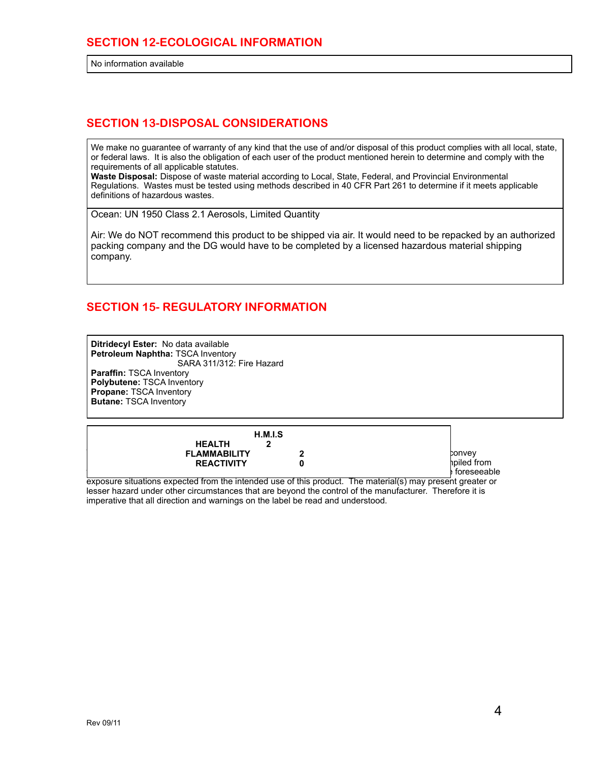## SECTION 12-ECOLOGICAL INFORMATION

No information available

## SECTION 13-DISPOSAL CONSIDERATIONS

We make no guarantee of warranty of any kind that the use of and/or disposal of this product complies with all local, state, or federal laws. It is also the obligation of each user of the product mentioned herein to determine and comply with the requirements of all applicable statutes.
**Waste Disposal:** Dispose of waste material according to Local, State, Federal, and Provincial Environmental Regulations. Wastes must be tested using methods described in 40 CFR Part 261 to determine if it meets applicable definitions of hazardous wastes.

Ocean: UN 1950 Class 2.1 Aerosols, Limited Quantity

Air: We do NOT recommend this product to be shipped via air. It would need to be repacked by an authorized packing company and the DG would have to be completed by a licensed hazardous material shipping company.

## SECTION 15- REGULATORY INFORMATION

**Ditridecyl Ester:** No data available
**Petroleum Naphtha:** TSCA Inventory
SARA 311/312: Fire Hazard
**Paraffin:** TSCA Inventory
**Polybutene:** TSCA Inventory
**Propane:** TSCA Inventory
**Butane:** TSCA Inventory

**H.M.I.S**

| | |
|---|---|
| **HEALTH** | **2** |
| **FLAMMABILITY** | **2** |
| **REACTIVITY** | **0** |

...convey ...piled from ... foreseeable exposure situations expected from the intended use of this product. The material(s) may present greater or lesser hazard under other circumstances that are beyond the control of the manufacturer. Therefore it is imperative that all direction and warnings on the label be read and understood.

Rev 09/11